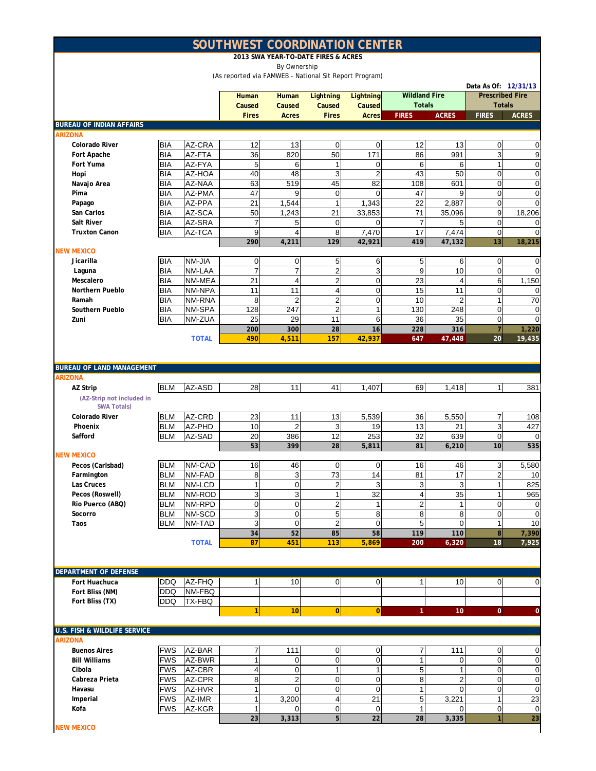# SOUTHWEST COORDINATION CENTER

**2013 SWA YEAR-TO-DATE FIRES & ACRES**

By Ownership

(As reported via FAMWEB - National Sit Report Program)

Data As Of: 12/31/13

| | | | Human Caused Fires | Human Caused Acres | Lightning Caused Fires | Lightning Caused Acres | Wildland Fire Totals | | Prescribed Fire Totals | |
|---|---|---|---|---|---|---|---|---|---|---|
| | | | | | | | FIRES | ACRES | FIRES | ACRES |
| **BUREAU OF INDIAN AFFAIRS** | | | | | | | | | | |
| **ARIZONA** | | | | | | | | | | |
| Colorado River | BIA | AZ-CRA | 12 | 13 | 0 | 0 | 12 | 13 | 0 | 0 |
| Fort Apache | BIA | AZ-FTA | 36 | 820 | 50 | 171 | 86 | 991 | 3 | 9 |
| Fort Yuma | BIA | AZ-FYA | 5 | 6 | 1 | 0 | 6 | 6 | 1 | 0 |
| Hopi | BIA | AZ-HOA | 40 | 48 | 3 | 2 | 43 | 50 | 0 | 0 |
| Navajo Area | BIA | AZ-NAA | 63 | 519 | 45 | 82 | 108 | 601 | 0 | 0 |
| Pima | BIA | AZ-PMA | 47 | 9 | 0 | 0 | 47 | 9 | 0 | 0 |
| Papago | BIA | AZ-PPA | 21 | 1,544 | 1 | 1,343 | 22 | 2,887 | 0 | 0 |
| San Carlos | BIA | AZ-SCA | 50 | 1,243 | 21 | 33,853 | 71 | 35,096 | 9 | 18,206 |
| Salt River | BIA | AZ-SRA | 7 | 5 | 0 | 0 | 7 | 5 | 0 | 0 |
| Truxton Canon | BIA | AZ-TCA | 9 | 4 | 8 | 7,470 | 17 | 7,474 | 0 | 0 |
| | | | **290** | **4,211** | **129** | **42,921** | **419** | **47,132** | **13** | **18,215** |
| **NEW MEXICO** | | | | | | | | | | |
| Jicarilla | BIA | NM-JIA | 0 | 0 | 5 | 6 | 5 | 6 | 0 | 0 |
| Laguna | BIA | NM-LAA | 7 | 7 | 2 | 3 | 9 | 10 | 0 | 0 |
| Mescalero | BIA | NM-MEA | 21 | 4 | 2 | 0 | 23 | 4 | 6 | 1,150 |
| Northern Pueblo | BIA | NM-NPA | 11 | 11 | 4 | 0 | 15 | 11 | 0 | 0 |
| Ramah | BIA | NM-RNA | 8 | 2 | 2 | 0 | 10 | 2 | 1 | 70 |
| Southern Pueblo | BIA | NM-SPA | 128 | 247 | 2 | 1 | 130 | 248 | 0 | 0 |
| Zuni | BIA | NM-ZUA | 25 | 29 | 11 | 6 | 36 | 35 | 0 | 0 |
| | | | **200** | **300** | **28** | **16** | **228** | **316** | **7** | **1,220** |
| | | **TOTAL** | **490** | **4,511** | **157** | **42,937** | **647** | **47,448** | **20** | **19,435** |
| **BUREAU OF LAND MANAGEMENT** | | | | | | | | | | |
| **ARIZONA** | | | | | | | | | | |
| AZ Strip | BLM | AZ-ASD | 28 | 11 | 41 | 1,407 | 69 | 1,418 | 1 | 381 |
| (AZ-Strip not included in SWA Totals) | | | | | | | | | | |
| Colorado River | BLM | AZ-CRD | 23 | 11 | 13 | 5,539 | 36 | 5,550 | 7 | 108 |
| Phoenix | BLM | AZ-PHD | 10 | 2 | 3 | 19 | 13 | 21 | 3 | 427 |
| Safford | BLM | AZ-SAD | 20 | 386 | 12 | 253 | 32 | 639 | 0 | 0 |
| | | | **53** | **399** | **28** | **5,811** | **81** | **6,210** | **10** | **535** |
| **NEW MEXICO** | | | | | | | | | | |
| Pecos (Carlsbad) | BLM | NM-CAD | 16 | 46 | 0 | 0 | 16 | 46 | 3 | 5,580 |
| Farmington | BLM | NM-FAD | 8 | 3 | 73 | 14 | 81 | 17 | 2 | 10 |
| Las Cruces | BLM | NM-LCD | 1 | 0 | 2 | 3 | 3 | 3 | 1 | 825 |
| Pecos (Roswell) | BLM | NM-ROD | 3 | 3 | 1 | 32 | 4 | 35 | 1 | 965 |
| Rio Puerco (ABQ) | BLM | NM-RPD | 0 | 0 | 2 | 1 | 2 | 1 | 0 | 0 |
| Socorro | BLM | NM-SCD | 3 | 0 | 5 | 8 | 8 | 8 | 0 | 0 |
| Taos | BLM | NM-TAD | 3 | 0 | 2 | 0 | 5 | 0 | 1 | 10 |
| | | | **34** | **52** | **85** | **58** | **119** | **110** | **8** | **7,390** |
| | | **TOTAL** | **87** | **451** | **113** | **5,869** | **200** | **6,320** | **18** | **7,925** |
| **DEPARTMENT OF DEFENSE** | | | | | | | | | | |
| Fort Huachuca | DDQ | AZ-FHQ | 1 | 10 | 0 | 0 | 1 | 10 | 0 | 0 |
| Fort Bliss (NM) | DDQ | NM-FBQ | | | | | | | | |
| Fort Bliss (TX) | DDQ | TX-FBQ | | | | | | | | |
| | | | **1** | **10** | **0** | **0** | **1** | **10** | **0** | **0** |
| **U.S. FISH & WILDLIFE SERVICE** | | | | | | | | | | |
| **ARIZONA** | | | | | | | | | | |
| Buenos Aires | FWS | AZ-BAR | 7 | 111 | 0 | 0 | 7 | 111 | 0 | 0 |
| Bill Williams | FWS | AZ-BWR | 1 | 0 | 0 | 0 | 1 | 0 | 0 | 0 |
| Cibola | FWS | AZ-CBR | 4 | 0 | 1 | 1 | 5 | 1 | 0 | 0 |
| Cabreza Prieta | FWS | AZ-CPR | 8 | 2 | 0 | 0 | 8 | 2 | 0 | 0 |
| Havasu | FWS | AZ-HVR | 1 | 0 | 0 | 0 | 1 | 0 | 0 | 0 |
| Imperial | FWS | AZ-IMR | 1 | 3,200 | 4 | 21 | 5 | 3,221 | 1 | 23 |
| Kofa | FWS | AZ-KGR | 1 | 0 | 0 | 0 | 1 | 0 | 0 | 0 |
| | | | **23** | **3,313** | **5** | **22** | **28** | **3,335** | **1** | **23** |
| **NEW MEXICO** | | | | | | | | | | |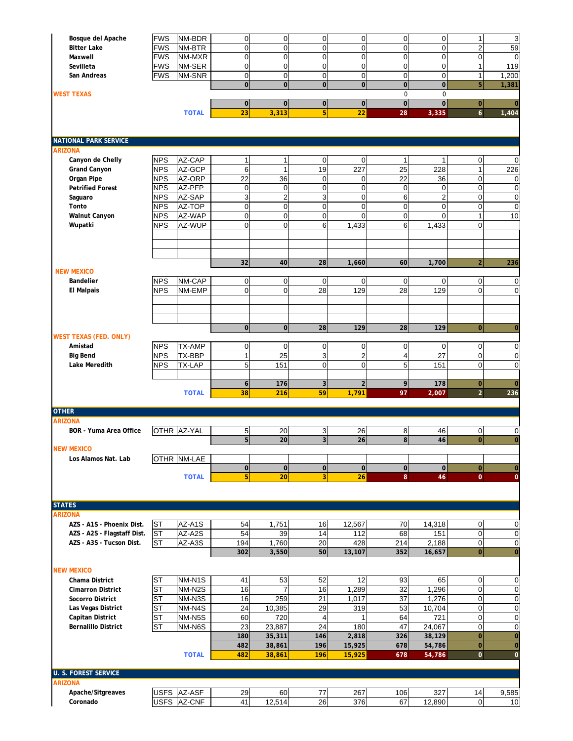| Unit | Agency | Code | | | | | | | | |
|---|---|---|---|---|---|---|---|---|---|---|
| Bosque del Apache | FWS | NM-BDR | 0 | 0 | 0 | 0 | 0 | 0 | 1 | 3 |
| Bitter Lake | FWS | NM-BTR | 0 | 0 | 0 | 0 | 0 | 0 | 2 | 59 |
| Maxwell | FWS | NM-MXR | 0 | 0 | 0 | 0 | 0 | 0 | 0 | 0 |
| Sevilleta | FWS | NM-SER | 0 | 0 | 0 | 0 | 0 | 0 | 1 | 119 |
| San Andreas | FWS | NM-SNR | 0 | 0 | 0 | 0 | 0 | 0 | 1 | 1,200 |
| | | | **0** | **0** | **0** | **0** | **0** | **0** | **5** | **1,381** |
| **WEST TEXAS** | | | | | | | 0 | 0 | | |
| | | | **0** | **0** | **0** | **0** | **0** | **0** | **0** | **0** |
| | | **TOTAL** | **23** | **3,313** | **5** | **22** | **28** | **3,335** | **6** | **1,404** |
| **NATIONAL PARK SERVICE** | | | | | | | | | | |
| **ARIZONA** | | | | | | | | | | |
| Canyon de Chelly | NPS | AZ-CAP | 1 | 1 | 0 | 0 | 1 | 1 | 0 | 0 |
| Grand Canyon | NPS | AZ-GCP | 6 | 1 | 19 | 227 | 25 | 228 | 1 | 226 |
| Organ Pipe | NPS | AZ-ORP | 22 | 36 | 0 | 0 | 22 | 36 | 0 | 0 |
| Petrified Forest | NPS | AZ-PFP | 0 | 0 | 0 | 0 | 0 | 0 | 0 | 0 |
| Saguaro | NPS | AZ-SAP | 3 | 2 | 3 | 0 | 6 | 2 | 0 | 0 |
| Tonto | NPS | AZ-TOP | 0 | 0 | 0 | 0 | 0 | 0 | 0 | 0 |
| Walnut Canyon | NPS | AZ-WAP | 0 | 0 | 0 | 0 | 0 | 0 | 1 | 10 |
| Wupatki | NPS | AZ-WUP | 0 | 0 | 6 | 1,433 | 6 | 1,433 | 0 | |
| | | | **32** | **40** | **28** | **1,660** | **60** | **1,700** | **2** | **236** |
| **NEW MEXICO** | | | | | | | | | | |
| Bandelier | NPS | NM-CAP | 0 | 0 | 0 | 0 | 0 | 0 | 0 | 0 |
| El Malpais | NPS | NM-EMP | 0 | 0 | 28 | 129 | 28 | 129 | 0 | 0 |
| | | | **0** | **0** | **28** | **129** | **28** | **129** | **0** | **0** |
| **WEST TEXAS (FED. ONLY)** | | | | | | | | | | |
| Amistad | NPS | TX-AMP | 0 | 0 | 0 | 0 | 0 | 0 | 0 | 0 |
| Big Bend | NPS | TX-BBP | 1 | 25 | 3 | 2 | 4 | 27 | 0 | 0 |
| Lake Meredith | NPS | TX-LAP | 5 | 151 | 0 | 0 | 5 | 151 | 0 | 0 |
| | | | **6** | **176** | **3** | **2** | **9** | **178** | **0** | **0** |
| | | **TOTAL** | **38** | **216** | **59** | **1,791** | **97** | **2,007** | **2** | **236** |
| **OTHER** | | | | | | | | | | |
| **ARIZONA** | | | | | | | | | | |
| BOR - Yuma Area Office | OTHR | AZ-YAL | 5 | 20 | 3 | 26 | 8 | 46 | 0 | 0 |
| | | | **5** | **20** | **3** | **26** | **8** | **46** | **0** | **0** |
| **NEW MEXICO** | | | | | | | | | | |
| Los Alamos Nat. Lab | OTHR | NM-LAE | | | | | | | | |
| | | | **0** | **0** | **0** | **0** | **0** | **0** | **0** | **0** |
| | | **TOTAL** | **5** | **20** | **3** | **26** | **8** | **46** | **0** | **0** |
| **STATES** | | | | | | | | | | |
| **ARIZONA** | | | | | | | | | | |
| AZS - A1S - Phoenix Dist. | ST | AZ-A1S | 54 | 1,751 | 16 | 12,567 | 70 | 14,318 | 0 | 0 |
| AZS - A2S - Flagstaff Dist. | ST | AZ-A2S | 54 | 39 | 14 | 112 | 68 | 151 | 0 | 0 |
| AZS - A3S - Tucson Dist. | ST | AZ-A3S | 194 | 1,760 | 20 | 428 | 214 | 2,188 | 0 | 0 |
| | | | **302** | **3,550** | **50** | **13,107** | **352** | **16,657** | **0** | **0** |
| **NEW MEXICO** | | | | | | | | | | |
| Chama District | ST | NM-N1S | 41 | 53 | 52 | 12 | 93 | 65 | 0 | 0 |
| Cimarron District | ST | NM-N2S | 16 | 7 | 16 | 1,289 | 32 | 1,296 | 0 | 0 |
| Socorro District | ST | NM-N3S | 16 | 259 | 21 | 1,017 | 37 | 1,276 | 0 | 0 |
| Las Vegas District | ST | NM-N4S | 24 | 10,385 | 29 | 319 | 53 | 10,704 | 0 | 0 |
| Capitan District | ST | NM-N5S | 60 | 720 | 4 | 1 | 64 | 721 | 0 | 0 |
| Bernalillo District | ST | NM-N6S | 23 | 23,887 | 24 | 180 | 47 | 24,067 | 0 | 0 |
| | | | **180** | **35,311** | **146** | **2,818** | **326** | **38,129** | **0** | **0** |
| | | | **482** | **38,861** | **196** | **15,925** | **678** | **54,786** | **0** | **0** |
| | | **TOTAL** | **482** | **38,861** | **196** | **15,925** | **678** | **54,786** | **0** | **0** |
| **U. S. FOREST SERVICE** | | | | | | | | | | |
| **ARIZONA** | | | | | | | | | | |
| Apache/Sitgreaves | USFS | AZ-ASF | 29 | 60 | 77 | 267 | 106 | 327 | 14 | 9,585 |
| Coronado | USFS | AZ-CNF | 41 | 12,514 | 26 | 376 | 67 | 12,890 | 0 | 10 |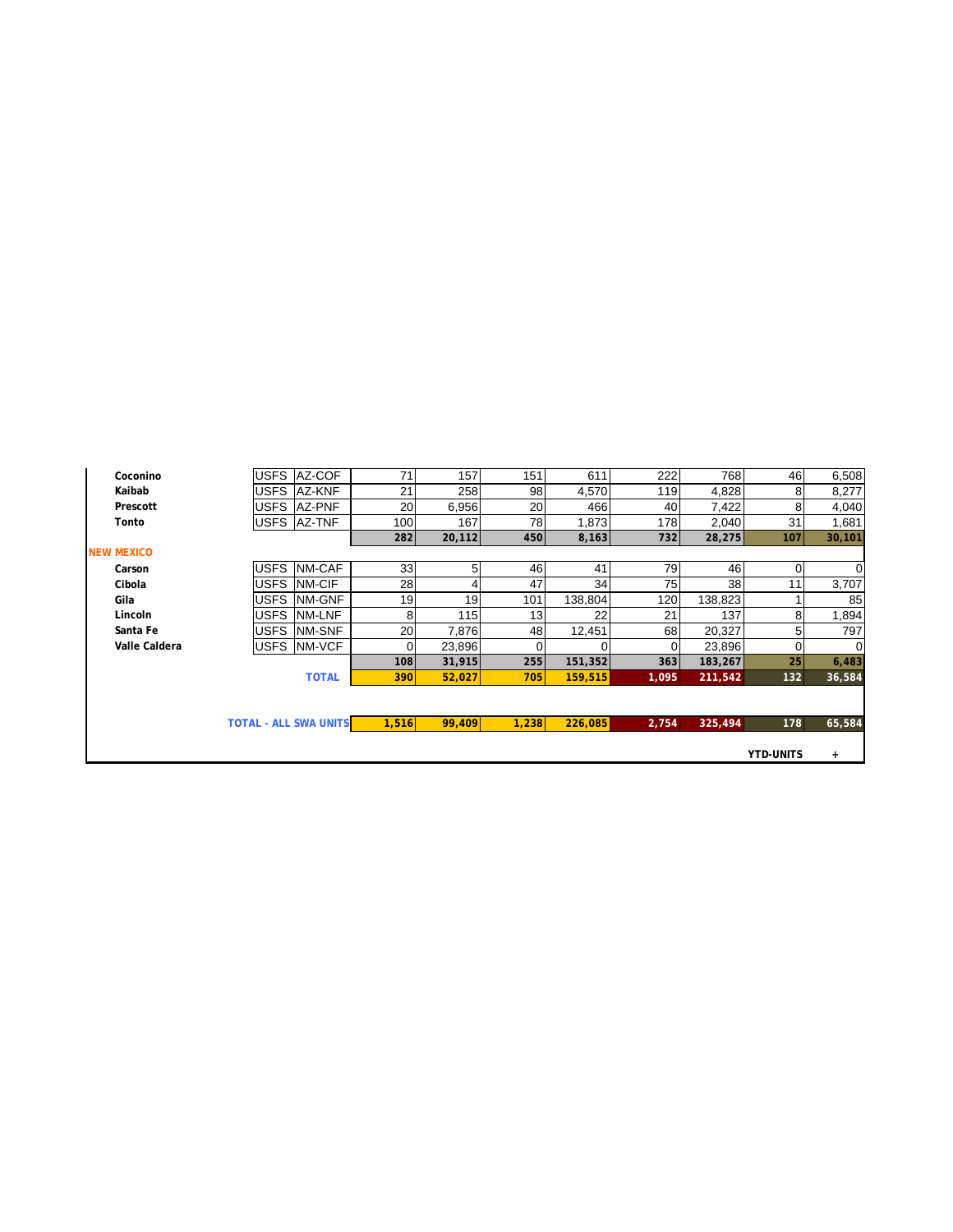| | | | | | | | | | | |
|---|---|---|---|---|---|---|---|---|---|---|
| **Coconino** | USFS | AZ-COF | 71 | 157 | 151 | 611 | 222 | 768 | 46 | 6,508 |
| **Kaibab** | USFS | AZ-KNF | 21 | 258 | 98 | 4,570 | 119 | 4,828 | 8 | 8,277 |
| **Prescott** | USFS | AZ-PNF | 20 | 6,956 | 20 | 466 | 40 | 7,422 | 8 | 4,040 |
| **Tonto** | USFS | AZ-TNF | 100 | 167 | 78 | 1,873 | 178 | 2,040 | 31 | 1,681 |
| | | | **282** | **20,112** | **450** | **8,163** | **732** | **28,275** | **107** | **30,101** |
| **NEW MEXICO** | | | | | | | | | | |
| **Carson** | USFS | NM-CAF | 33 | 5 | 46 | 41 | 79 | 46 | 0 | 0 |
| **Cibola** | USFS | NM-CIF | 28 | 4 | 47 | 34 | 75 | 38 | 11 | 3,707 |
| **Gila** | USFS | NM-GNF | 19 | 19 | 101 | 138,804 | 120 | 138,823 | 1 | 85 |
| **Lincoln** | USFS | NM-LNF | 8 | 115 | 13 | 22 | 21 | 137 | 8 | 1,894 |
| **Santa Fe** | USFS | NM-SNF | 20 | 7,876 | 48 | 12,451 | 68 | 20,327 | 5 | 797 |
| **Valle Caldera** | USFS | NM-VCF | 0 | 23,896 | 0 | 0 | 0 | 23,896 | 0 | 0 |
| | | | **108** | **31,915** | **255** | **151,352** | **363** | **183,267** | **25** | **6,483** |
| | | **TOTAL** | **390** | **52,027** | **705** | **159,515** | **1,095** | **211,542** | **132** | **36,584** |
| | | **TOTAL - ALL SWA UNITS** | **1,516** | **99,409** | **1,238** | **226,085** | **2,754** | **325,494** | **178** | **65,584** |
| | | | | | | | | | **YTD-UNITS** | **+** |